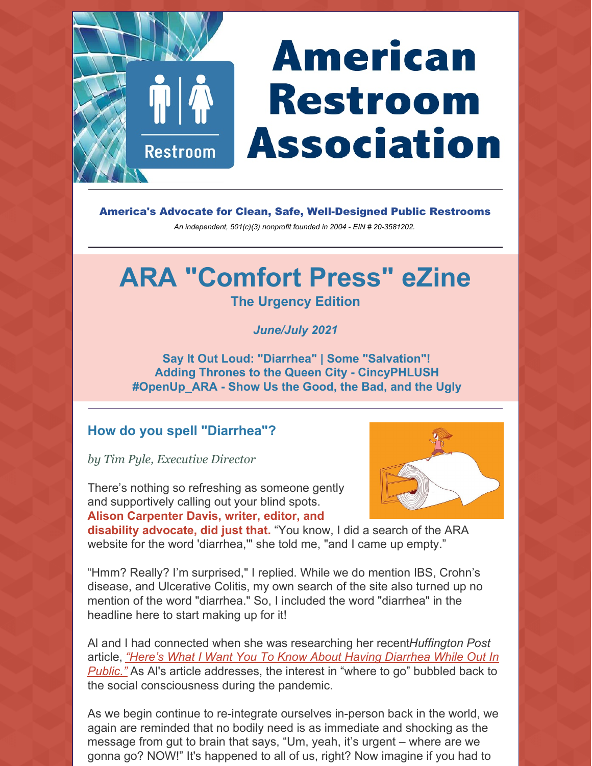# American Restroom Association

**America's Advocate for Clean, Safe, Well-Designed Public Restrooms**

*An independent, 501(c)(3) nonprofit founded in 2004 - EIN # 20-3581202.*

# ARA "Comfort Press" eZine

**The Urgency Edition**

***June/July 2021***

**Say It Out Loud: "Diarrhea" | Some "Salvation"!**
**Adding Thrones to the Queen City - CincyPHLUSH**
**#OpenUp_ARA - Show Us the Good, the Bad, and the Ugly**

## How do you spell "Diarrhea"?

*by Tim Pyle, Executive Director*

There's nothing so refreshing as someone gently and supportively calling out your blind spots. **Alison Carpenter Davis, writer, editor, and disability advocate, did just that.** "You know, I did a search of the ARA website for the word 'diarrhea,'" she told me, "and I came up empty."

"Hmm? Really? I'm surprised," I replied. While we do mention IBS, Crohn's disease, and Ulcerative Colitis, my own search of the site also turned up no mention of the word "diarrhea." So, I included the word "diarrhea" in the headline here to start making up for it!

Al and I had connected when she was researching her recent*Huffington Post* article, *"Here's What I Want You To Know About Having Diarrhea While Out In Public."* As Al's article addresses, the interest in "where to go" bubbled back to the social consciousness during the pandemic.

As we begin continue to re-integrate ourselves in-person back in the world, we again are reminded that no bodily need is as immediate and shocking as the message from gut to brain that says, "Um, yeah, it's urgent – where are we gonna go? NOW!" It's happened to all of us, right? Now imagine if you had to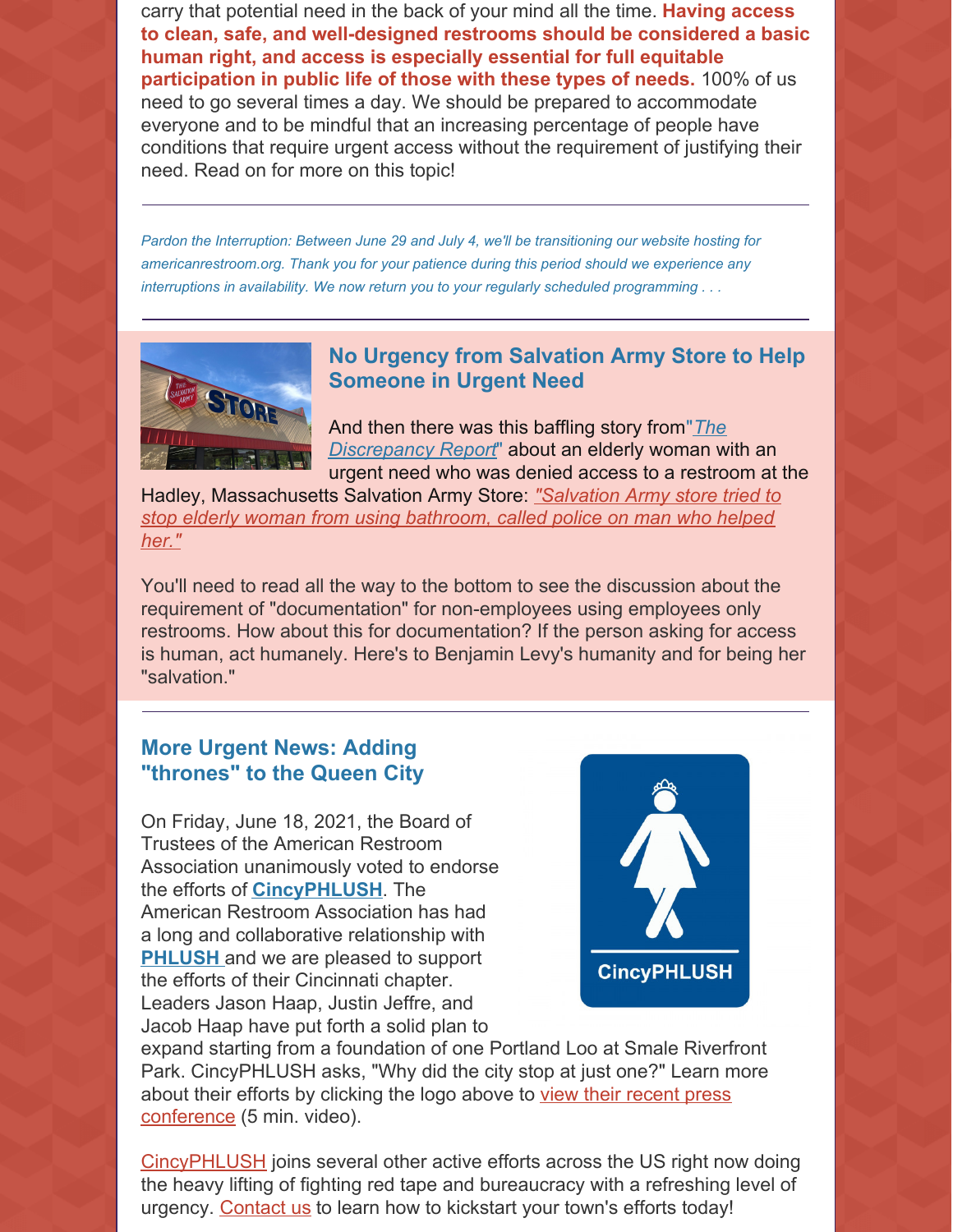carry that potential need in the back of your mind all the time. **Having access to clean, safe, and well-designed restrooms should be considered a basic human right, and access is especially essential for full equitable participation in public life of those with these types of needs.** 100% of us need to go several times a day. We should be prepared to accommodate everyone and to be mindful that an increasing percentage of people have conditions that require urgent access without the requirement of justifying their need. Read on for more on this topic!

---

*Pardon the Interruption: Between June 29 and July 4, we'll be transitioning our website hosting for americanrestroom.org. Thank you for your patience during this period should we experience any interruptions in availability. We now return you to your regularly scheduled programming . . .*

---

## No Urgency from Salvation Army Store to Help Someone in Urgent Need

And then there was this baffling story from "*The Discrepancy Report*" about an elderly woman with an urgent need who was denied access to a restroom at the Hadley, Massachusetts Salvation Army Store: *"Salvation Army store tried to stop elderly woman from using bathroom, called police on man who helped her."*

You'll need to read all the way to the bottom to see the discussion about the requirement of "documentation" for non-employees using employees only restrooms. How about this for documentation? If the person asking for access is human, act humanely. Here's to Benjamin Levy's humanity and for being her "salvation."

---

## More Urgent News: Adding "thrones" to the Queen City

On Friday, June 18, 2021, the Board of Trustees of the American Restroom Association unanimously voted to endorse the efforts of **CincyPHLUSH**. The American Restroom Association has had a long and collaborative relationship with **PHLUSH** and we are pleased to support the efforts of their Cincinnati chapter. Leaders Jason Haap, Justin Jeffre, and Jacob Haap have put forth a solid plan to expand starting from a foundation of one Portland Loo at Smale Riverfront Park. CincyPHLUSH asks, "Why did the city stop at just one?" Learn more about their efforts by clicking the logo above to view their recent press conference (5 min. video).

CincyPHLUSH

CincyPHLUSH joins several other active efforts across the US right now doing the heavy lifting of fighting red tape and bureaucracy with a refreshing level of urgency. Contact us to learn how to kickstart your town's efforts today!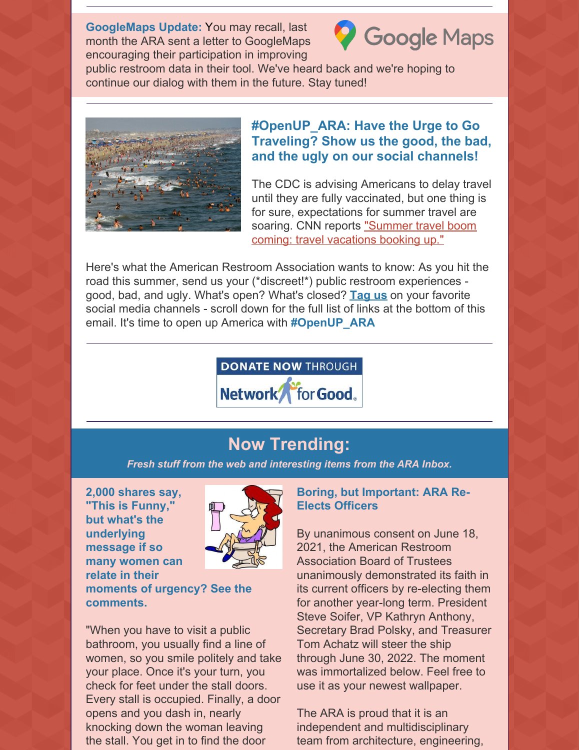**GoogleMaps Update:** You may recall, last month the ARA sent a letter to GoogleMaps encouraging their participation in improving public restroom data in their tool. We've heard back and we're hoping to continue our dialog with them in the future. Stay tuned!

---

### #OpenUP_ARA: Have the Urge to Go Traveling? Show us the good, the bad, and the ugly on our social channels!

The CDC is advising Americans to delay travel until they are fully vaccinated, but one thing is for sure, expectations for summer travel are soaring. CNN reports "Summer travel boom coming: travel vacations booking up."

Here's what the American Restroom Association wants to know: As you hit the road this summer, send us your (*discreet!*) public restroom experiences - good, bad, and ugly. What's open? What's closed? **Tag us** on your favorite social media channels - scroll down for the full list of links at the bottom of this email. It's time to open up America with **#OpenUP_ARA**

---

DONATE NOW THROUGH Network for Good.

---

## Now Trending:

***Fresh stuff from the web and interesting items from the ARA Inbox.***

**2,000 shares say, "This is Funny," but what's the underlying message if so many women can relate in their moments of urgency? See the comments.**

"When you have to visit a public bathroom, you usually find a line of women, so you smile politely and take your place. Once it's your turn, you check for feet under the stall doors. Every stall is occupied. Finally, a door opens and you dash in, nearly knocking down the woman leaving the stall. You get in to find the door

**Boring, but Important: ARA Re-Elects Officers**

By unanimous consent on June 18, 2021, the American Restroom Association Board of Trustees unanimously demonstrated its faith in its current officers by re-electing them for another year-long term. President Steve Soifer, VP Kathryn Anthony, Secretary Brad Polsky, and Treasurer Tom Achatz will steer the ship through June 30, 2022. The moment was immortalized below. Feel free to use it as your newest wallpaper.

The ARA is proud that it is an independent and multidisciplinary team from architecture, engineering,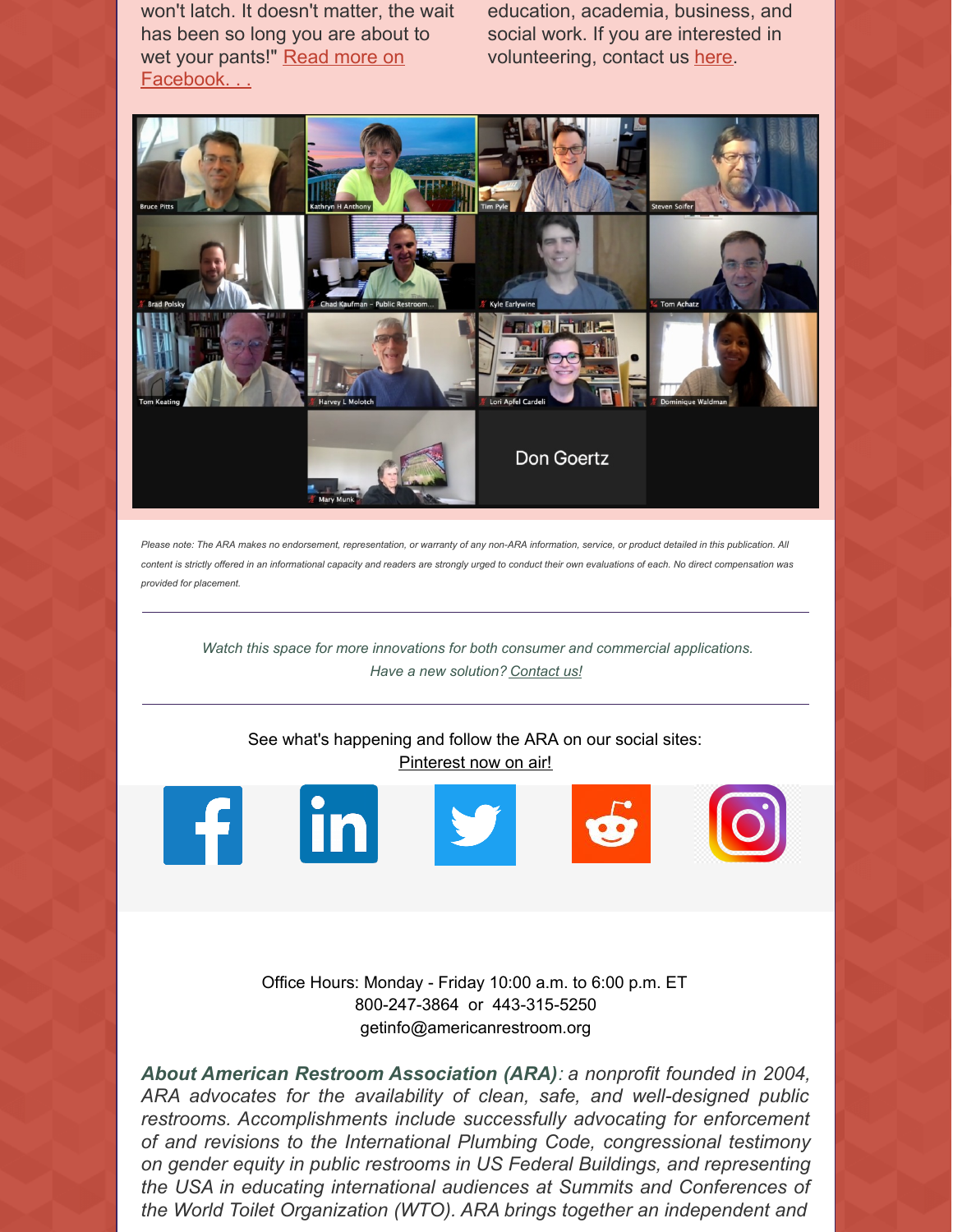won't latch. It doesn't matter, the wait has been so long you are about to wet your pants!" Read more on Facebook. . .

education, academia, business, and social work. If you are interested in volunteering, contact us here.

*Please note: The ARA makes no endorsement, representation, or warranty of any non-ARA information, service, or product detailed in this publication. All content is strictly offered in an informational capacity and readers are strongly urged to conduct their own evaluations of each. No direct compensation was provided for placement.*

---

*Watch this space for more innovations for both consumer and commercial applications.*
*Have a new solution? Contact us!*

---

See what's happening and follow the ARA on our social sites:
Pinterest now on air!

Office Hours: Monday - Friday 10:00 a.m. to 6:00 p.m. ET
800-247-3864 or 443-315-5250
getinfo@americanrestroom.org

***About American Restroom Association (ARA)****: a nonprofit founded in 2004, ARA advocates for the availability of clean, safe, and well-designed public restrooms. Accomplishments include successfully advocating for enforcement of and revisions to the International Plumbing Code, congressional testimony on gender equity in public restrooms in US Federal Buildings, and representing the USA in educating international audiences at Summits and Conferences of the World Toilet Organization (WTO). ARA brings together an independent and*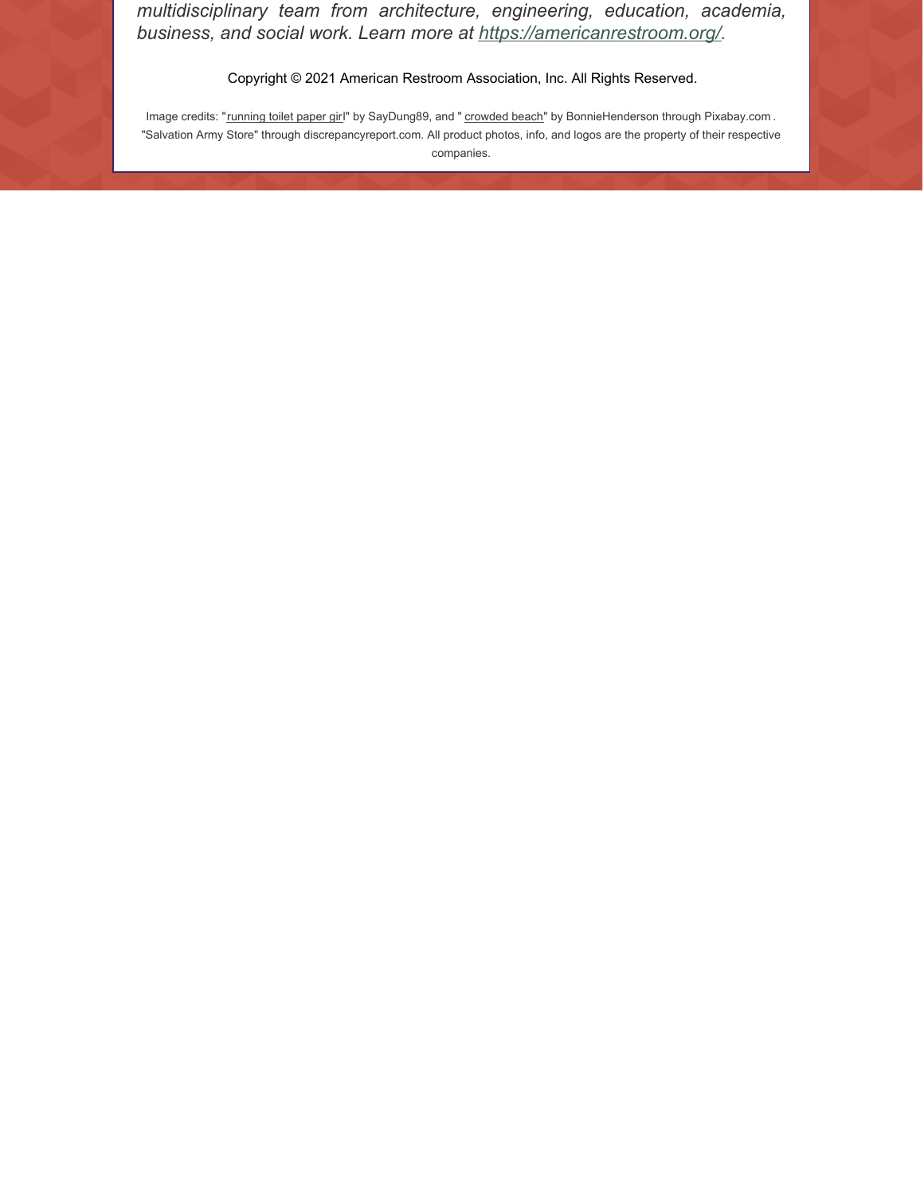*multidisciplinary team from architecture, engineering, education, academia, business, and social work. Learn more at https://americanrestroom.org/.*

Copyright © 2021 American Restroom Association, Inc. All Rights Reserved.

Image credits: "running toilet paper girl" by SayDung89, and " crowded beach" by BonnieHenderson through Pixabay.com . "Salvation Army Store" through discrepancyreport.com. All product photos, info, and logos are the property of their respective companies.